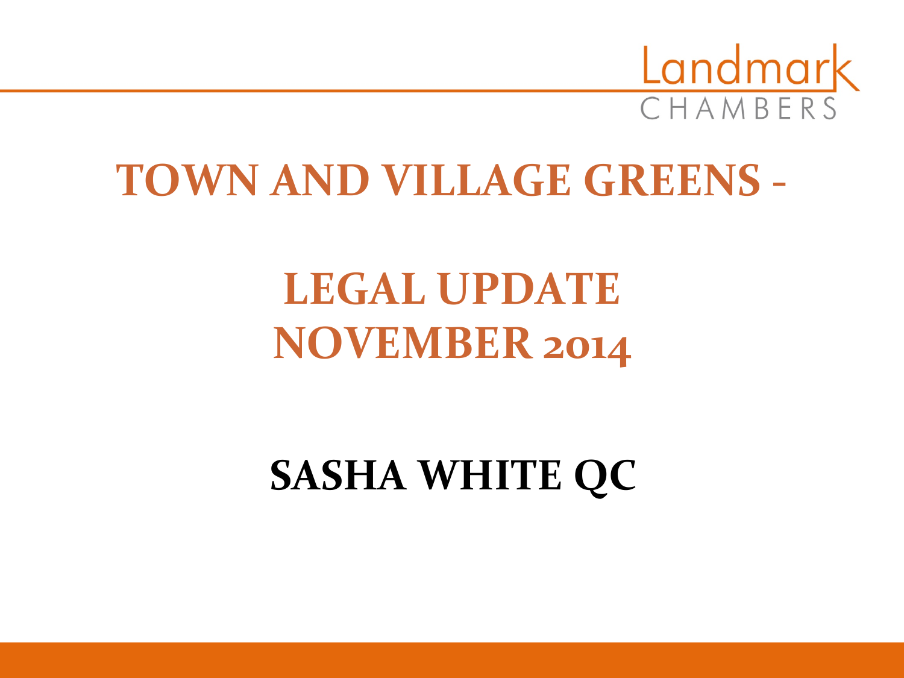Landmark CHAMBERS

# TOWN AND VILLAGE GREENS -

# LEGAL UPDATE NOVEMBER 2014

## SASHA WHITE QC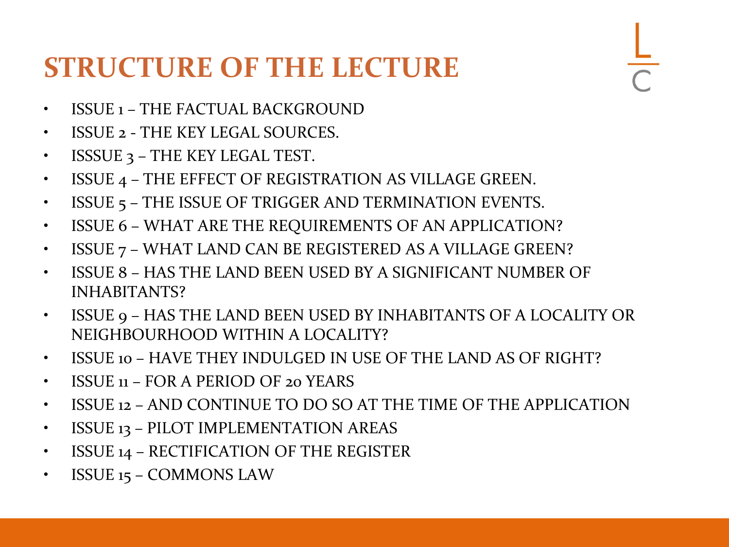# STRUCTURE OF THE LECTURE

- ISSUE 1 – THE FACTUAL BACKGROUND
- ISSUE 2 - THE KEY LEGAL SOURCES.
- ISSSUE 3 – THE KEY LEGAL TEST.
- ISSUE 4 – THE EFFECT OF REGISTRATION AS VILLAGE GREEN.
- ISSUE 5 – THE ISSUE OF TRIGGER AND TERMINATION EVENTS.
- ISSUE 6 – WHAT ARE THE REQUIREMENTS OF AN APPLICATION?
- ISSUE 7 – WHAT LAND CAN BE REGISTERED AS A VILLAGE GREEN?
- ISSUE 8 – HAS THE LAND BEEN USED BY A SIGNIFICANT NUMBER OF INHABITANTS?
- ISSUE 9 – HAS THE LAND BEEN USED BY INHABITANTS OF A LOCALITY OR NEIGHBOURHOOD WITHIN A LOCALITY?
- ISSUE 10 – HAVE THEY INDULGED IN USE OF THE LAND AS OF RIGHT?
- ISSUE 11 – FOR A PERIOD OF 20 YEARS
- ISSUE 12 – AND CONTINUE TO DO SO AT THE TIME OF THE APPLICATION
- ISSUE 13 – PILOT IMPLEMENTATION AREAS
- ISSUE 14 – RECTIFICATION OF THE REGISTER
- ISSUE 15 – COMMONS LAW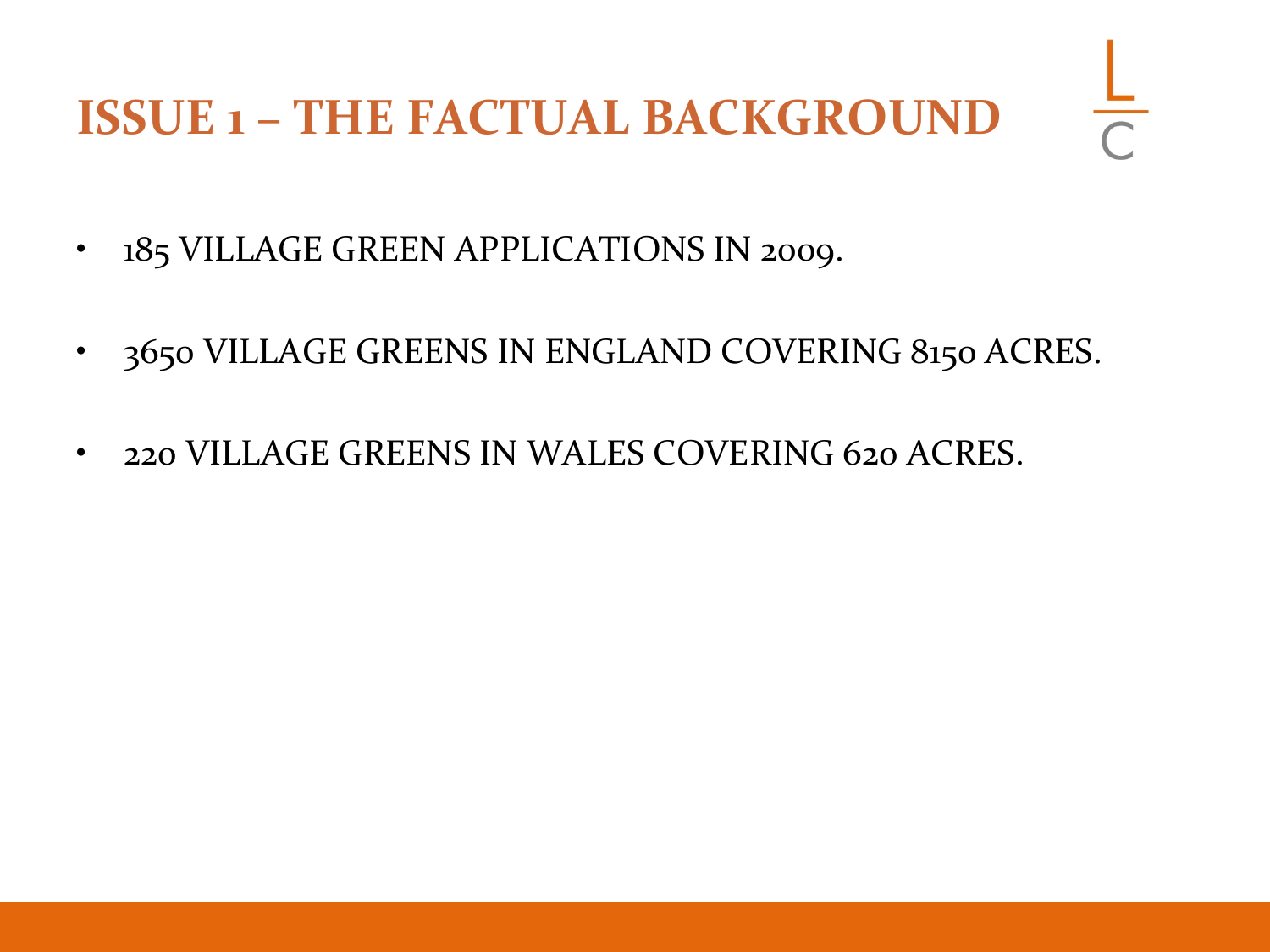# ISSUE 1 – THE FACTUAL BACKGROUND

- 185 VILLAGE GREEN APPLICATIONS IN 2009.
- 3650 VILLAGE GREENS IN ENGLAND COVERING 8150 ACRES.
- 220 VILLAGE GREENS IN WALES COVERING 620 ACRES.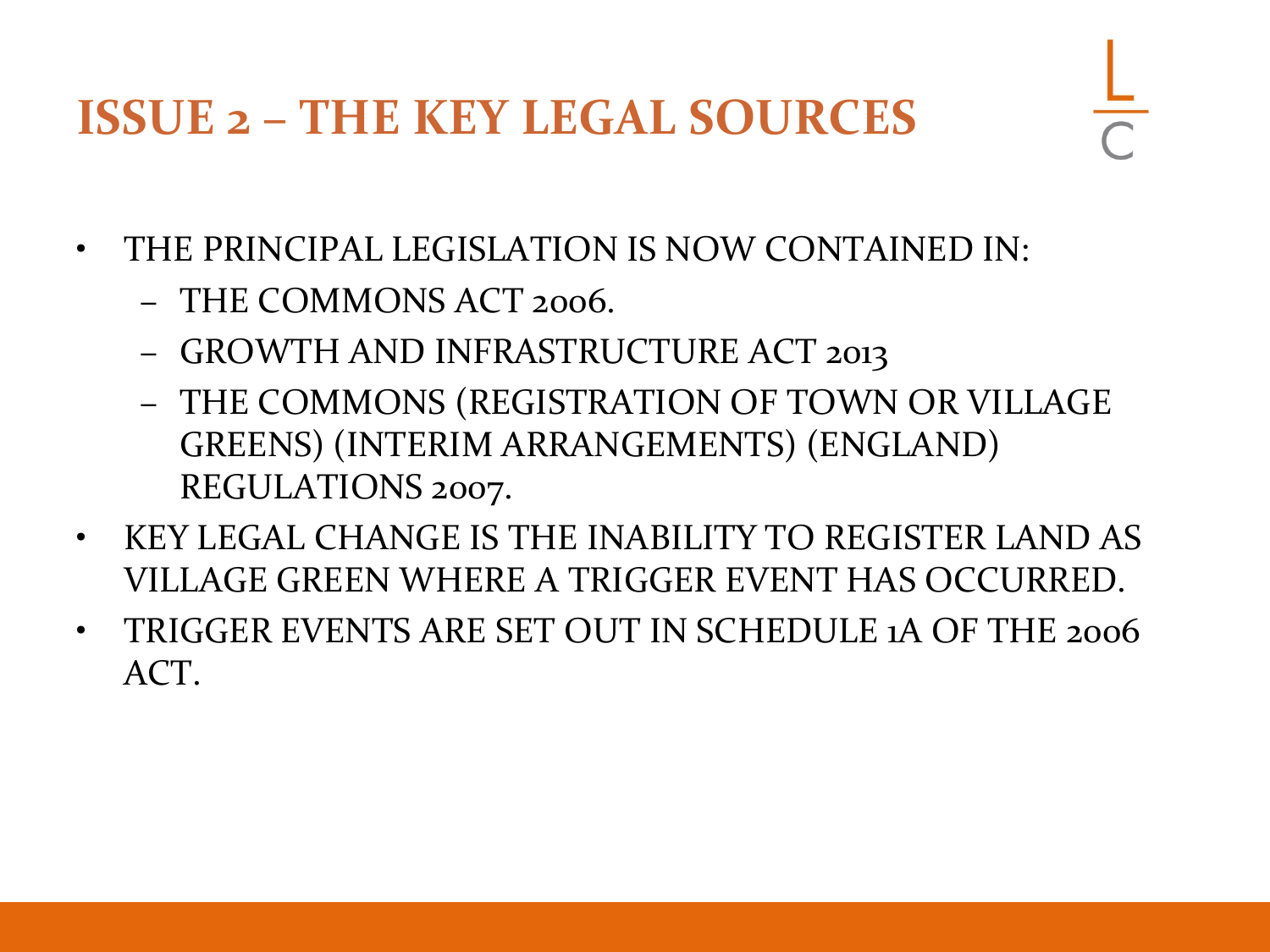# ISSUE 2 – THE KEY LEGAL SOURCES

- THE PRINCIPAL LEGISLATION IS NOW CONTAINED IN:
  - THE COMMONS ACT 2006.
  - GROWTH AND INFRASTRUCTURE ACT 2013
  - THE COMMONS (REGISTRATION OF TOWN OR VILLAGE GREENS) (INTERIM ARRANGEMENTS) (ENGLAND) REGULATIONS 2007.
- KEY LEGAL CHANGE IS THE INABILITY TO REGISTER LAND AS VILLAGE GREEN WHERE A TRIGGER EVENT HAS OCCURRED.
- TRIGGER EVENTS ARE SET OUT IN SCHEDULE 1A OF THE 2006 ACT.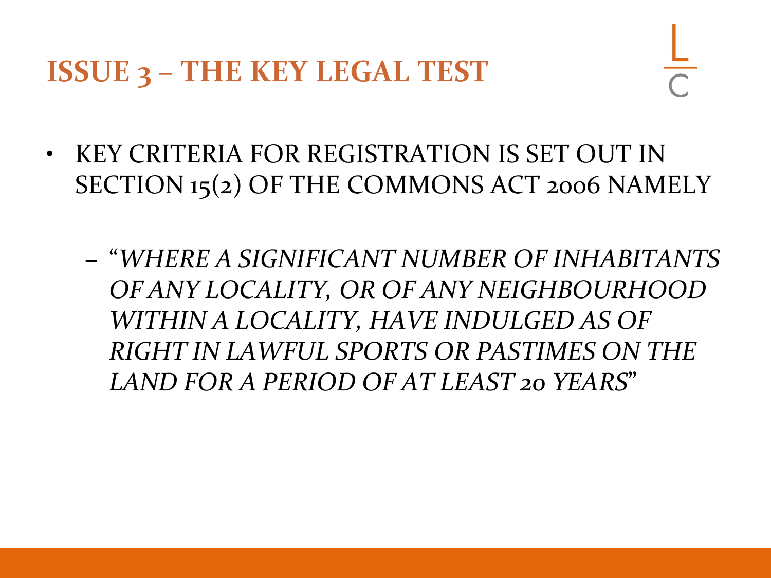# ISSUE 3 – THE KEY LEGAL TEST

- KEY CRITERIA FOR REGISTRATION IS SET OUT IN SECTION 15(2) OF THE COMMONS ACT 2006 NAMELY
  - "*WHERE A SIGNIFICANT NUMBER OF INHABITANTS OF ANY LOCALITY, OR OF ANY NEIGHBOURHOOD WITHIN A LOCALITY, HAVE INDULGED AS OF RIGHT IN LAWFUL SPORTS OR PASTIMES ON THE LAND FOR A PERIOD OF AT LEAST 20 YEARS*"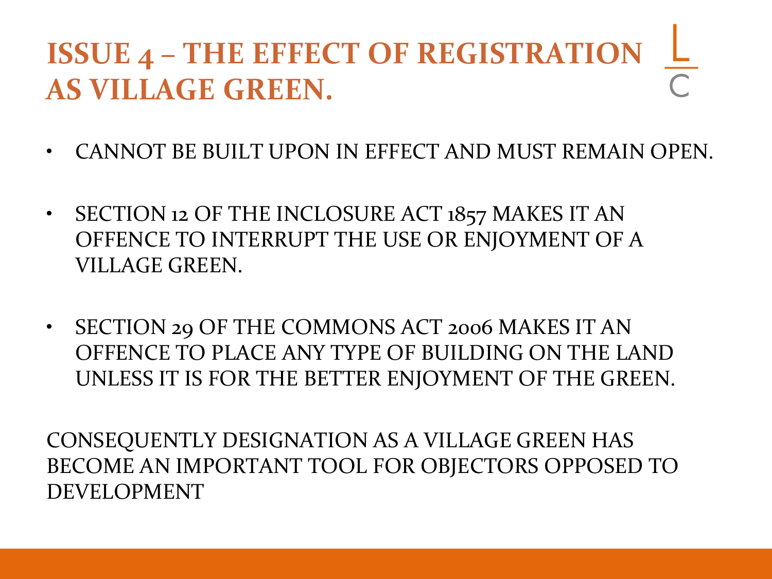# ISSUE 4 – THE EFFECT OF REGISTRATION AS VILLAGE GREEN.

- CANNOT BE BUILT UPON IN EFFECT AND MUST REMAIN OPEN.
- SECTION 12 OF THE INCLOSURE ACT 1857 MAKES IT AN OFFENCE TO INTERRUPT THE USE OR ENJOYMENT OF A VILLAGE GREEN.
- SECTION 29 OF THE COMMONS ACT 2006 MAKES IT AN OFFENCE TO PLACE ANY TYPE OF BUILDING ON THE LAND UNLESS IT IS FOR THE BETTER ENJOYMENT OF THE GREEN.

CONSEQUENTLY DESIGNATION AS A VILLAGE GREEN HAS BECOME AN IMPORTANT TOOL FOR OBJECTORS OPPOSED TO DEVELOPMENT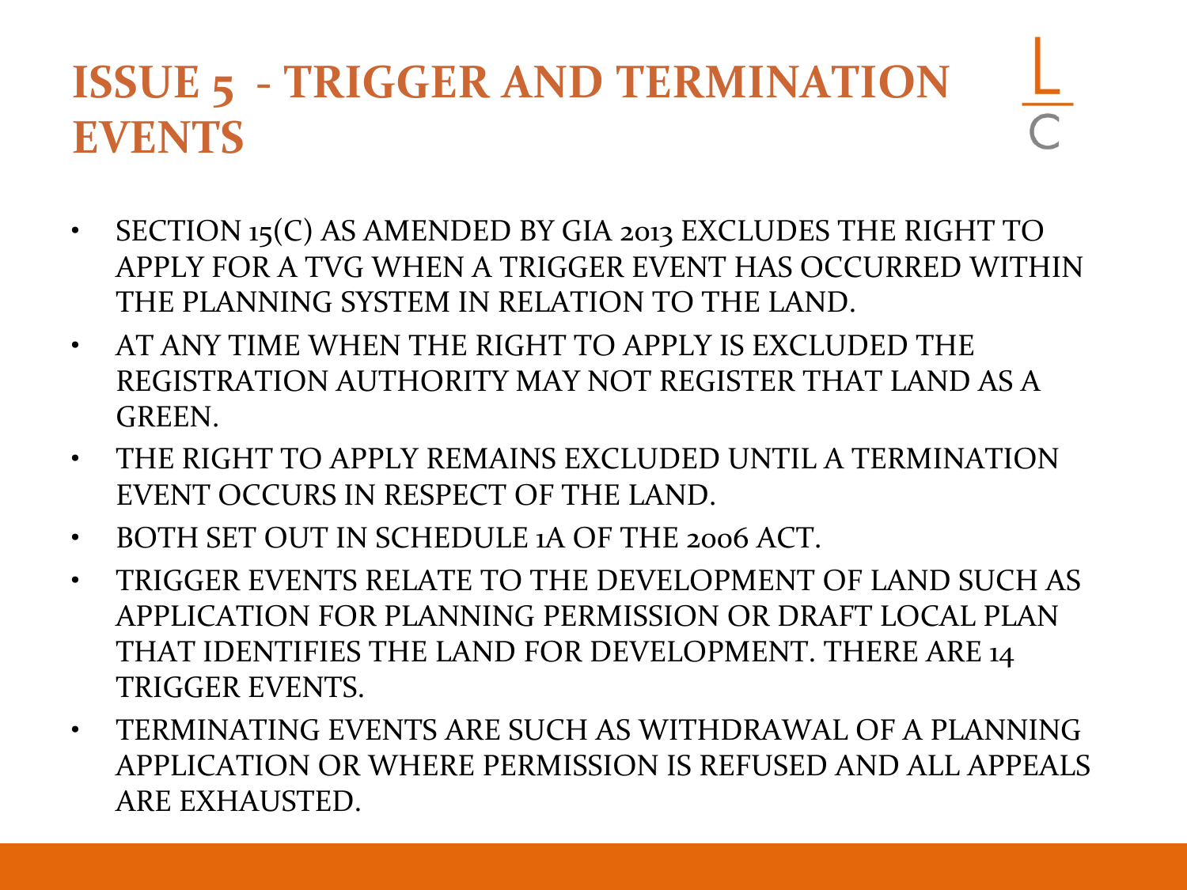# ISSUE 5 - TRIGGER AND TERMINATION EVENTS

- SECTION 15(C) AS AMENDED BY GIA 2013 EXCLUDES THE RIGHT TO APPLY FOR A TVG WHEN A TRIGGER EVENT HAS OCCURRED WITHIN THE PLANNING SYSTEM IN RELATION TO THE LAND.
- AT ANY TIME WHEN THE RIGHT TO APPLY IS EXCLUDED THE REGISTRATION AUTHORITY MAY NOT REGISTER THAT LAND AS A GREEN.
- THE RIGHT TO APPLY REMAINS EXCLUDED UNTIL A TERMINATION EVENT OCCURS IN RESPECT OF THE LAND.
- BOTH SET OUT IN SCHEDULE 1A OF THE 2006 ACT.
- TRIGGER EVENTS RELATE TO THE DEVELOPMENT OF LAND SUCH AS APPLICATION FOR PLANNING PERMISSION OR DRAFT LOCAL PLAN THAT IDENTIFIES THE LAND FOR DEVELOPMENT. THERE ARE 14 TRIGGER EVENTS.
- TERMINATING EVENTS ARE SUCH AS WITHDRAWAL OF A PLANNING APPLICATION OR WHERE PERMISSION IS REFUSED AND ALL APPEALS ARE EXHAUSTED.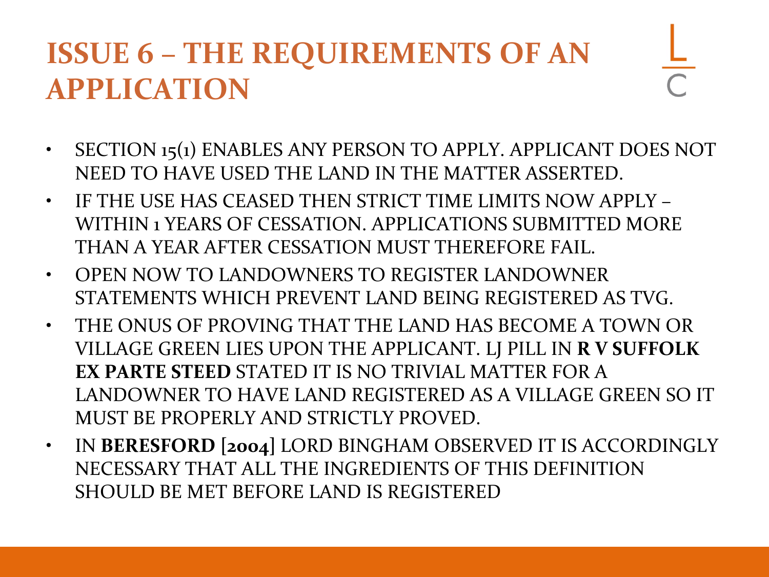# ISSUE 6 – THE REQUIREMENTS OF AN APPLICATION

- SECTION 15(1) ENABLES ANY PERSON TO APPLY. APPLICANT DOES NOT NEED TO HAVE USED THE LAND IN THE MATTER ASSERTED.
- IF THE USE HAS CEASED THEN STRICT TIME LIMITS NOW APPLY – WITHIN 1 YEARS OF CESSATION. APPLICATIONS SUBMITTED MORE THAN A YEAR AFTER CESSATION MUST THEREFORE FAIL.
- OPEN NOW TO LANDOWNERS TO REGISTER LANDOWNER STATEMENTS WHICH PREVENT LAND BEING REGISTERED AS TVG.
- THE ONUS OF PROVING THAT THE LAND HAS BECOME A TOWN OR VILLAGE GREEN LIES UPON THE APPLICANT. LJ PILL IN **R V SUFFOLK EX PARTE STEED** STATED IT IS NO TRIVIAL MATTER FOR A LANDOWNER TO HAVE LAND REGISTERED AS A VILLAGE GREEN SO IT MUST BE PROPERLY AND STRICTLY PROVED.
- IN **BERESFORD [2004]** LORD BINGHAM OBSERVED IT IS ACCORDINGLY NECESSARY THAT ALL THE INGREDIENTS OF THIS DEFINITION SHOULD BE MET BEFORE LAND IS REGISTERED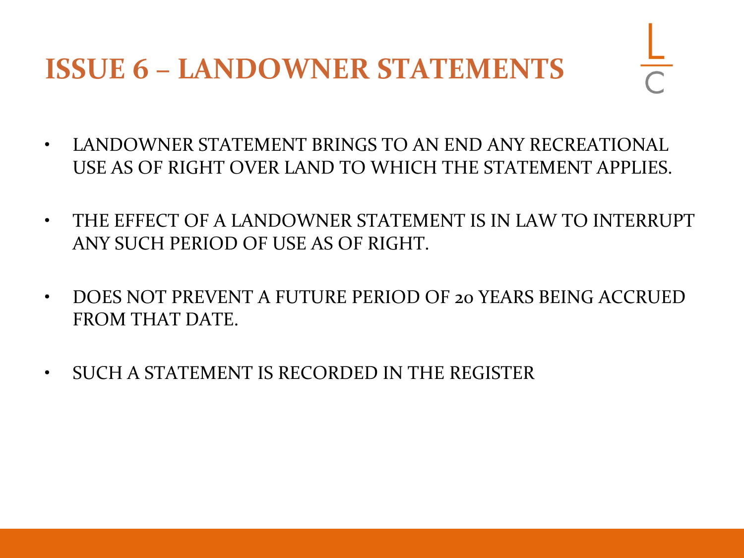# ISSUE 6 – LANDOWNER STATEMENTS

- LANDOWNER STATEMENT BRINGS TO AN END ANY RECREATIONAL USE AS OF RIGHT OVER LAND TO WHICH THE STATEMENT APPLIES.
- THE EFFECT OF A LANDOWNER STATEMENT IS IN LAW TO INTERRUPT ANY SUCH PERIOD OF USE AS OF RIGHT.
- DOES NOT PREVENT A FUTURE PERIOD OF 20 YEARS BEING ACCRUED FROM THAT DATE.
- SUCH A STATEMENT IS RECORDED IN THE REGISTER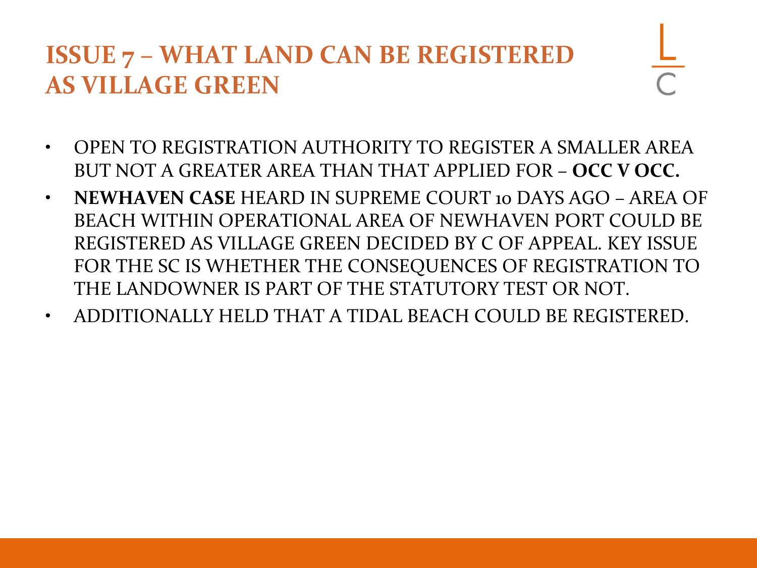# ISSUE 7 – WHAT LAND CAN BE REGISTERED AS VILLAGE GREEN

- OPEN TO REGISTRATION AUTHORITY TO REGISTER A SMALLER AREA BUT NOT A GREATER AREA THAN THAT APPLIED FOR – **OCC V OCC.**
- **NEWHAVEN CASE** HEARD IN SUPREME COURT 10 DAYS AGO – AREA OF BEACH WITHIN OPERATIONAL AREA OF NEWHAVEN PORT COULD BE REGISTERED AS VILLAGE GREEN DECIDED BY C OF APPEAL. KEY ISSUE FOR THE SC IS WHETHER THE CONSEQUENCES OF REGISTRATION TO THE LANDOWNER IS PART OF THE STATUTORY TEST OR NOT.
- ADDITIONALLY HELD THAT A TIDAL BEACH COULD BE REGISTERED.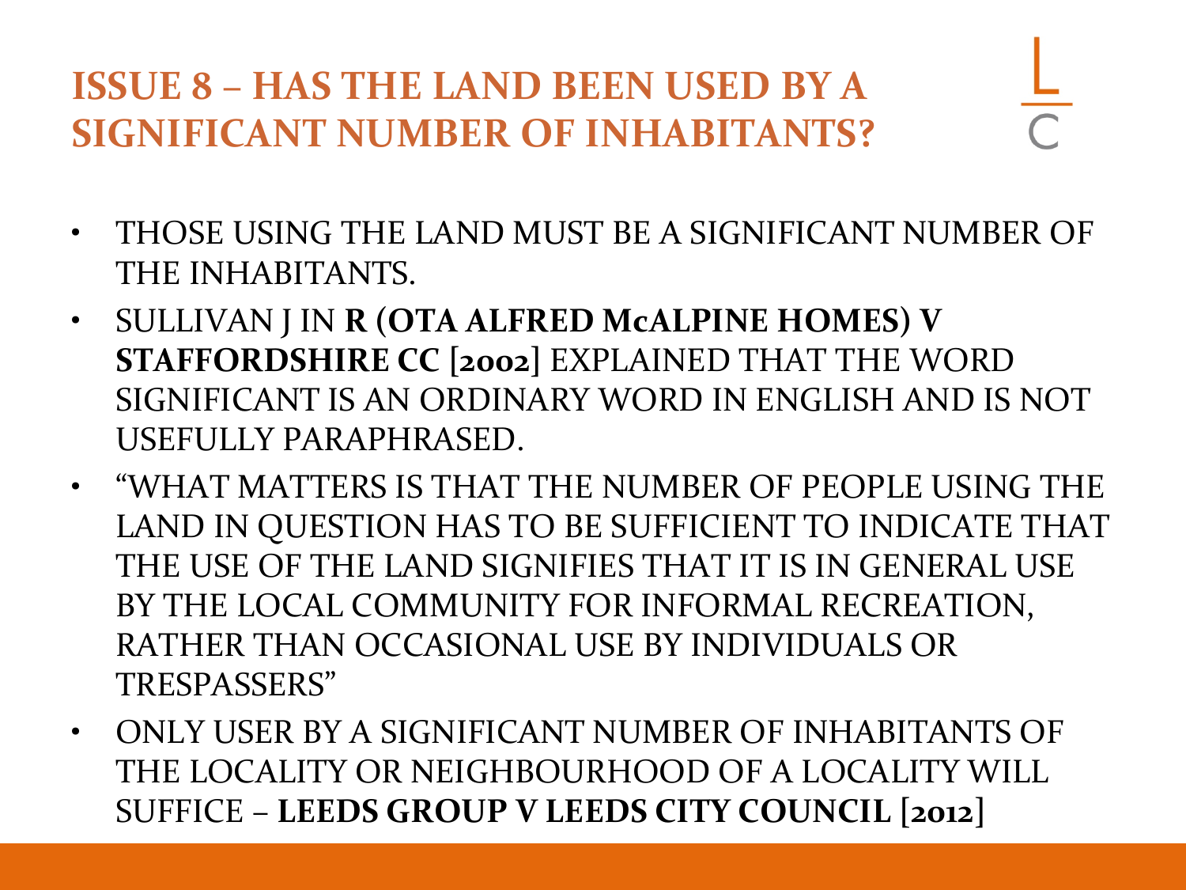# ISSUE 8 – HAS THE LAND BEEN USED BY A SIGNIFICANT NUMBER OF INHABITANTS?

- THOSE USING THE LAND MUST BE A SIGNIFICANT NUMBER OF THE INHABITANTS.
- SULLIVAN J IN **R (OTA ALFRED McALPINE HOMES) V STAFFORDSHIRE CC [2002]** EXPLAINED THAT THE WORD SIGNIFICANT IS AN ORDINARY WORD IN ENGLISH AND IS NOT USEFULLY PARAPHRASED.
- "WHAT MATTERS IS THAT THE NUMBER OF PEOPLE USING THE LAND IN QUESTION HAS TO BE SUFFICIENT TO INDICATE THAT THE USE OF THE LAND SIGNIFIES THAT IT IS IN GENERAL USE BY THE LOCAL COMMUNITY FOR INFORMAL RECREATION, RATHER THAN OCCASIONAL USE BY INDIVIDUALS OR TRESPASSERS"
- ONLY USER BY A SIGNIFICANT NUMBER OF INHABITANTS OF THE LOCALITY OR NEIGHBOURHOOD OF A LOCALITY WILL SUFFICE – **LEEDS GROUP V LEEDS CITY COUNCIL [2012]**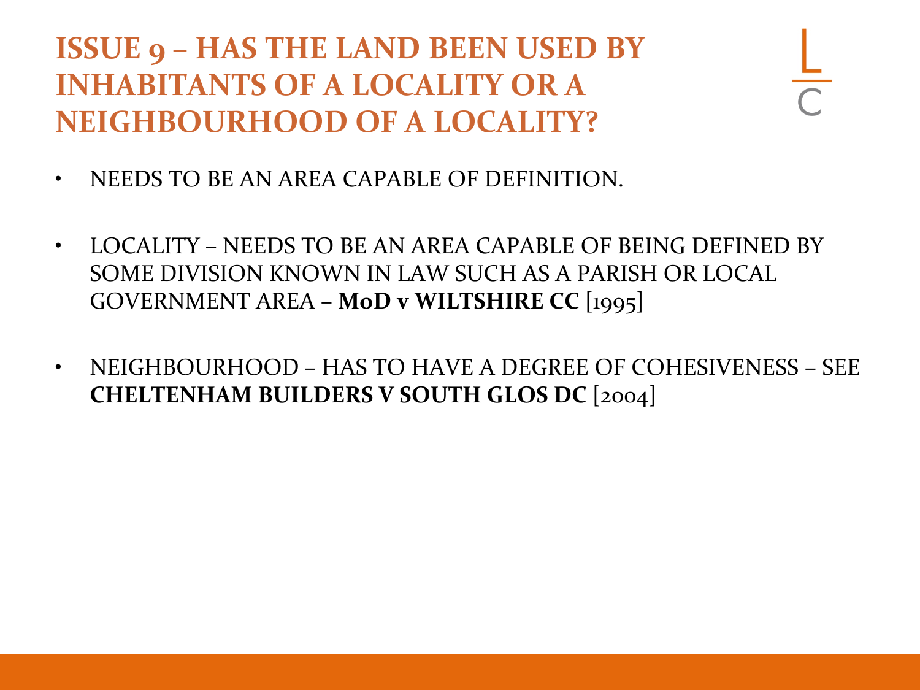# ISSUE 9 – HAS THE LAND BEEN USED BY INHABITANTS OF A LOCALITY OR A NEIGHBOURHOOD OF A LOCALITY?

- NEEDS TO BE AN AREA CAPABLE OF DEFINITION.
- LOCALITY – NEEDS TO BE AN AREA CAPABLE OF BEING DEFINED BY SOME DIVISION KNOWN IN LAW SUCH AS A PARISH OR LOCAL GOVERNMENT AREA – **MoD v WILTSHIRE CC** [1995]
- NEIGHBOURHOOD – HAS TO HAVE A DEGREE OF COHESIVENESS – SEE **CHELTENHAM BUILDERS V SOUTH GLOS DC** [2004]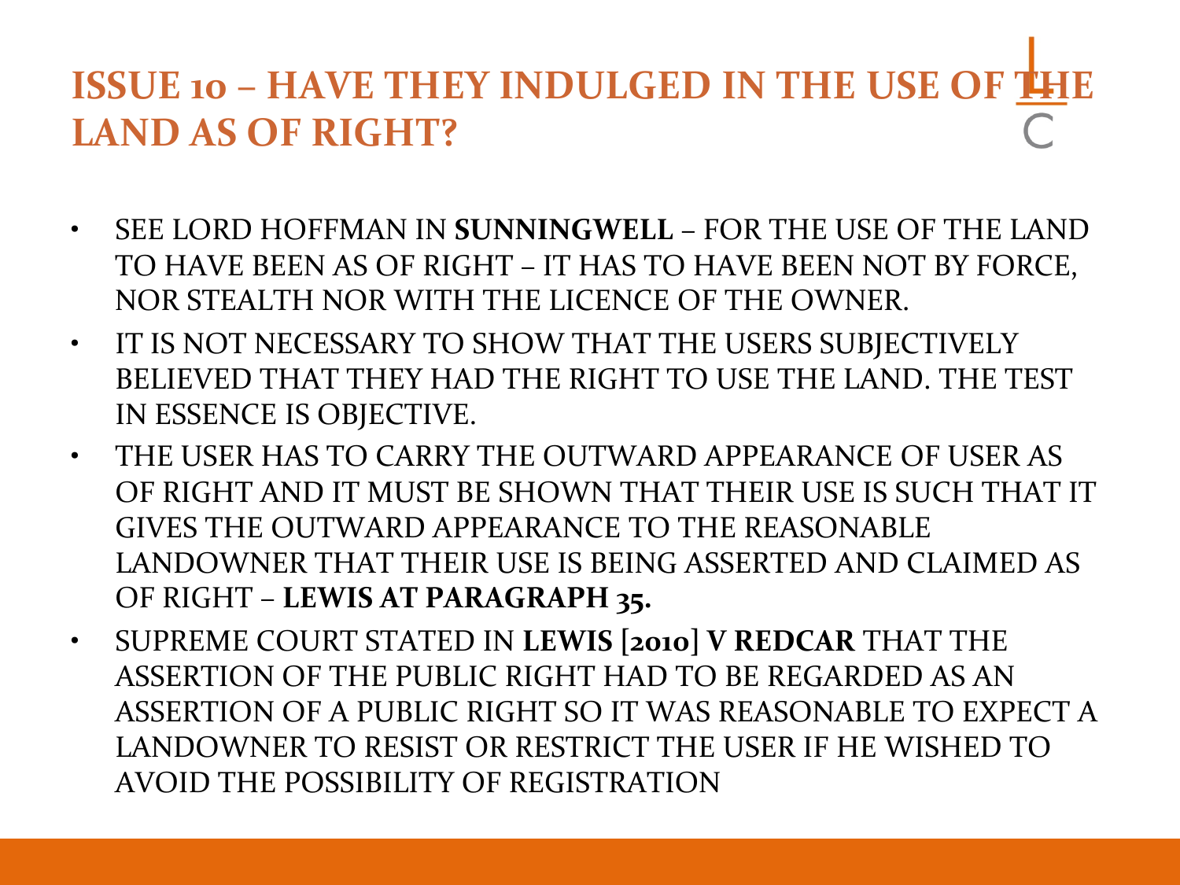# ISSUE 10 – HAVE THEY INDULGED IN THE USE OF THE LAND AS OF RIGHT?

- SEE LORD HOFFMAN IN **SUNNINGWELL** – FOR THE USE OF THE LAND TO HAVE BEEN AS OF RIGHT – IT HAS TO HAVE BEEN NOT BY FORCE, NOR STEALTH NOR WITH THE LICENCE OF THE OWNER.
- IT IS NOT NECESSARY TO SHOW THAT THE USERS SUBJECTIVELY BELIEVED THAT THEY HAD THE RIGHT TO USE THE LAND. THE TEST IN ESSENCE IS OBJECTIVE.
- THE USER HAS TO CARRY THE OUTWARD APPEARANCE OF USER AS OF RIGHT AND IT MUST BE SHOWN THAT THEIR USE IS SUCH THAT IT GIVES THE OUTWARD APPEARANCE TO THE REASONABLE LANDOWNER THAT THEIR USE IS BEING ASSERTED AND CLAIMED AS OF RIGHT – **LEWIS AT PARAGRAPH 35.**
- SUPREME COURT STATED IN **LEWIS [2010] V REDCAR** THAT THE ASSERTION OF THE PUBLIC RIGHT HAD TO BE REGARDED AS AN ASSERTION OF A PUBLIC RIGHT SO IT WAS REASONABLE TO EXPECT A LANDOWNER TO RESIST OR RESTRICT THE USER IF HE WISHED TO AVOID THE POSSIBILITY OF REGISTRATION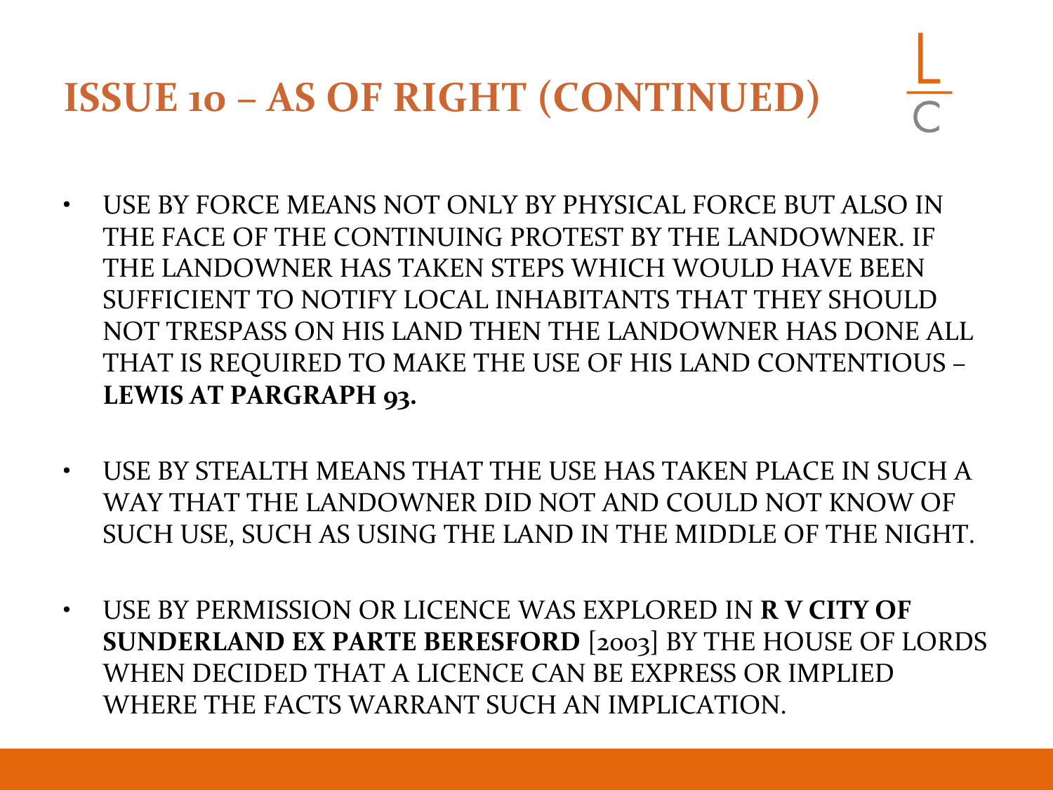# ISSUE 10 – AS OF RIGHT (CONTINUED)

- USE BY FORCE MEANS NOT ONLY BY PHYSICAL FORCE BUT ALSO IN THE FACE OF THE CONTINUING PROTEST BY THE LANDOWNER. IF THE LANDOWNER HAS TAKEN STEPS WHICH WOULD HAVE BEEN SUFFICIENT TO NOTIFY LOCAL INHABITANTS THAT THEY SHOULD NOT TRESPASS ON HIS LAND THEN THE LANDOWNER HAS DONE ALL THAT IS REQUIRED TO MAKE THE USE OF HIS LAND CONTENTIOUS – **LEWIS AT PARGRAPH 93.**

- USE BY STEALTH MEANS THAT THE USE HAS TAKEN PLACE IN SUCH A WAY THAT THE LANDOWNER DID NOT AND COULD NOT KNOW OF SUCH USE, SUCH AS USING THE LAND IN THE MIDDLE OF THE NIGHT.

- USE BY PERMISSION OR LICENCE WAS EXPLORED IN **R V CITY OF SUNDERLAND EX PARTE BERESFORD** [2003] BY THE HOUSE OF LORDS WHEN DECIDED THAT A LICENCE CAN BE EXPRESS OR IMPLIED WHERE THE FACTS WARRANT SUCH AN IMPLICATION.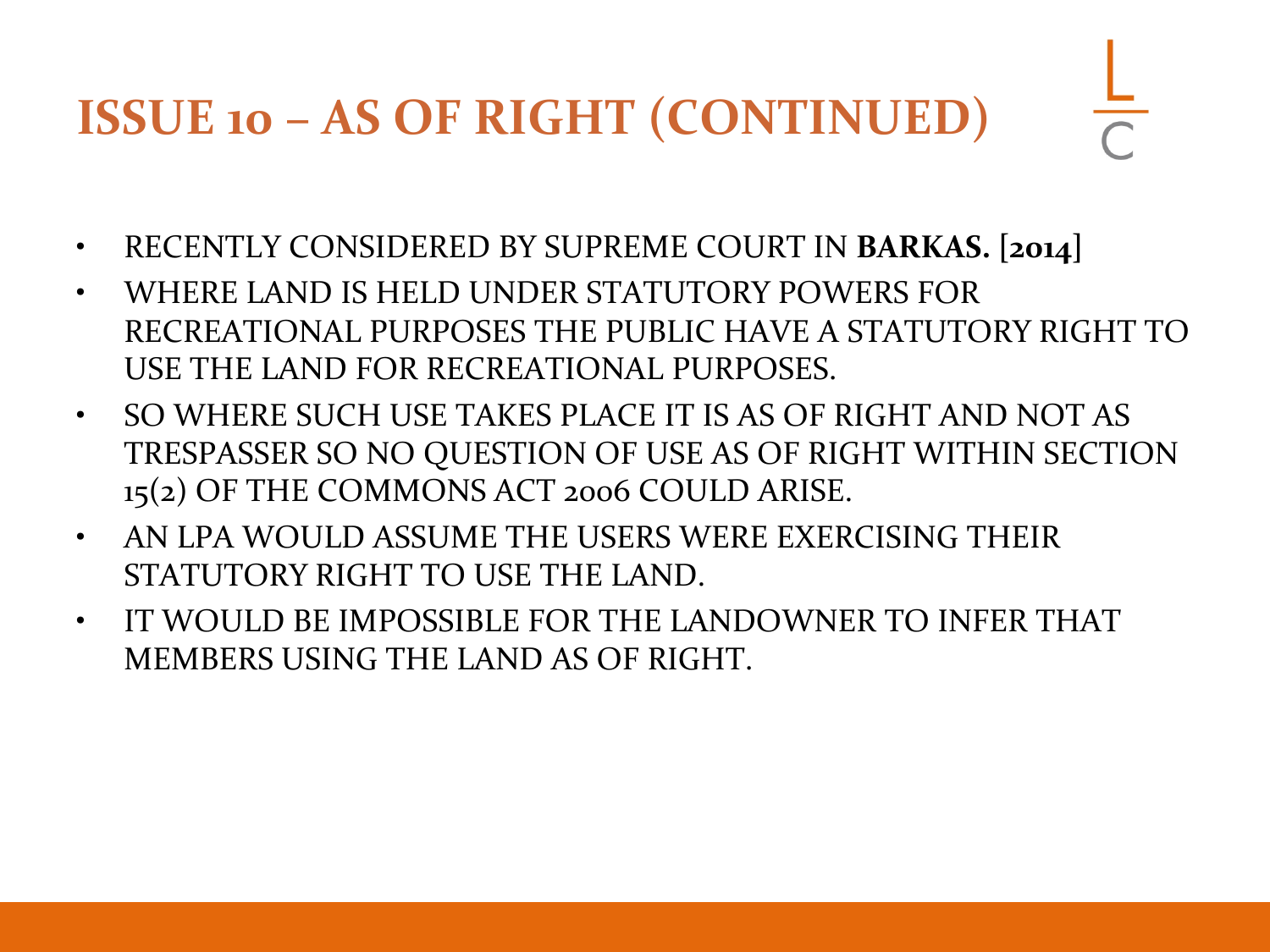# ISSUE 10 – AS OF RIGHT (CONTINUED)

- RECENTLY CONSIDERED BY SUPREME COURT IN **BARKAS.** [2014]
- WHERE LAND IS HELD UNDER STATUTORY POWERS FOR RECREATIONAL PURPOSES THE PUBLIC HAVE A STATUTORY RIGHT TO USE THE LAND FOR RECREATIONAL PURPOSES.
- SO WHERE SUCH USE TAKES PLACE IT IS AS OF RIGHT AND NOT AS TRESPASSER SO NO QUESTION OF USE AS OF RIGHT WITHIN SECTION 15(2) OF THE COMMONS ACT 2006 COULD ARISE.
- AN LPA WOULD ASSUME THE USERS WERE EXERCISING THEIR STATUTORY RIGHT TO USE THE LAND.
- IT WOULD BE IMPOSSIBLE FOR THE LANDOWNER TO INFER THAT MEMBERS USING THE LAND AS OF RIGHT.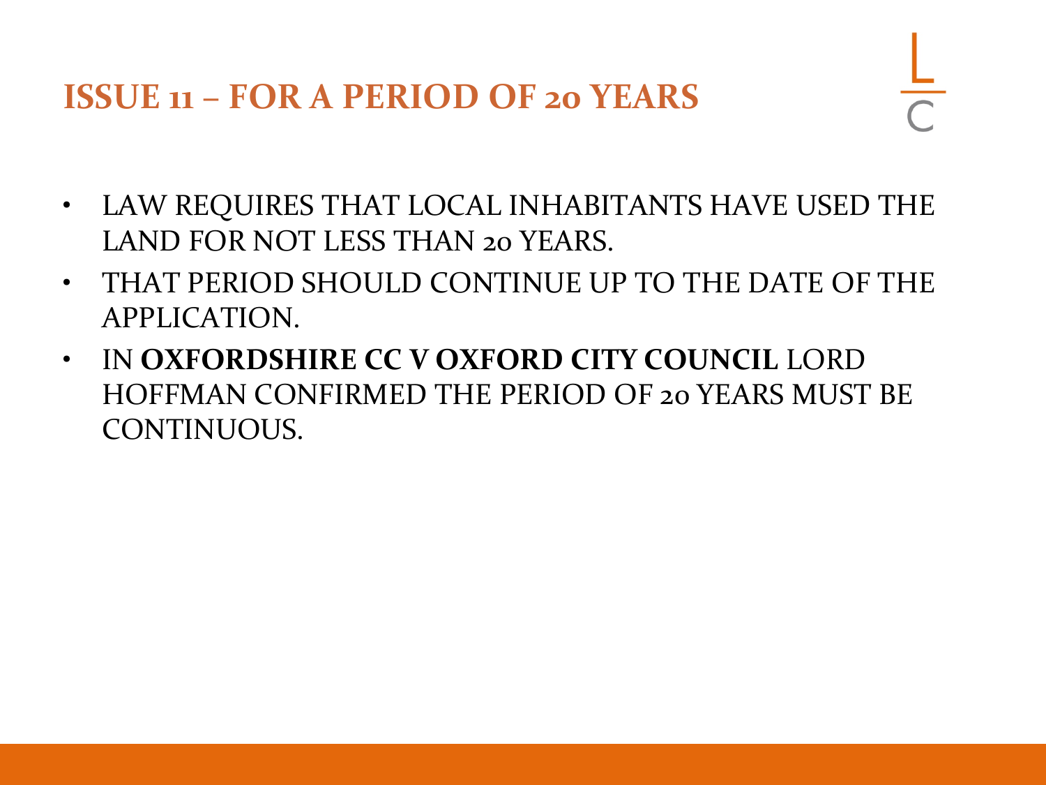## ISSUE 11 – FOR A PERIOD OF 20 YEARS

- LAW REQUIRES THAT LOCAL INHABITANTS HAVE USED THE LAND FOR NOT LESS THAN 20 YEARS.
- THAT PERIOD SHOULD CONTINUE UP TO THE DATE OF THE APPLICATION.
- IN **OXFORDSHIRE CC V OXFORD CITY COUNCIL** LORD HOFFMAN CONFIRMED THE PERIOD OF 20 YEARS MUST BE CONTINUOUS.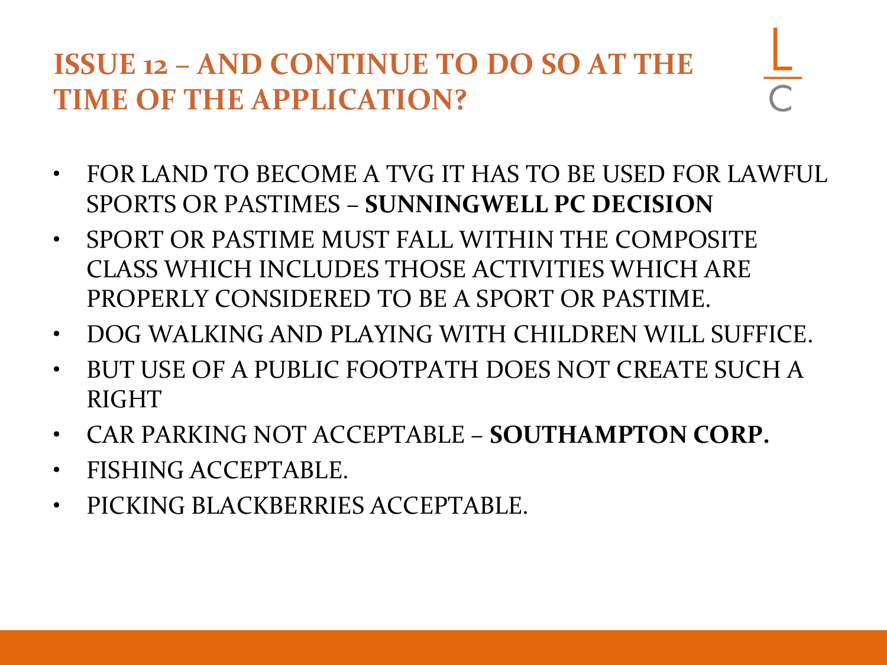# ISSUE 12 – AND CONTINUE TO DO SO AT THE TIME OF THE APPLICATION?

- FOR LAND TO BECOME A TVG IT HAS TO BE USED FOR LAWFUL SPORTS OR PASTIMES – **SUNNINGWELL PC DECISION**
- SPORT OR PASTIME MUST FALL WITHIN THE COMPOSITE CLASS WHICH INCLUDES THOSE ACTIVITIES WHICH ARE PROPERLY CONSIDERED TO BE A SPORT OR PASTIME.
- DOG WALKING AND PLAYING WITH CHILDREN WILL SUFFICE.
- BUT USE OF A PUBLIC FOOTPATH DOES NOT CREATE SUCH A RIGHT
- CAR PARKING NOT ACCEPTABLE – **SOUTHAMPTON CORP.**
- FISHING ACCEPTABLE.
- PICKING BLACKBERRIES ACCEPTABLE.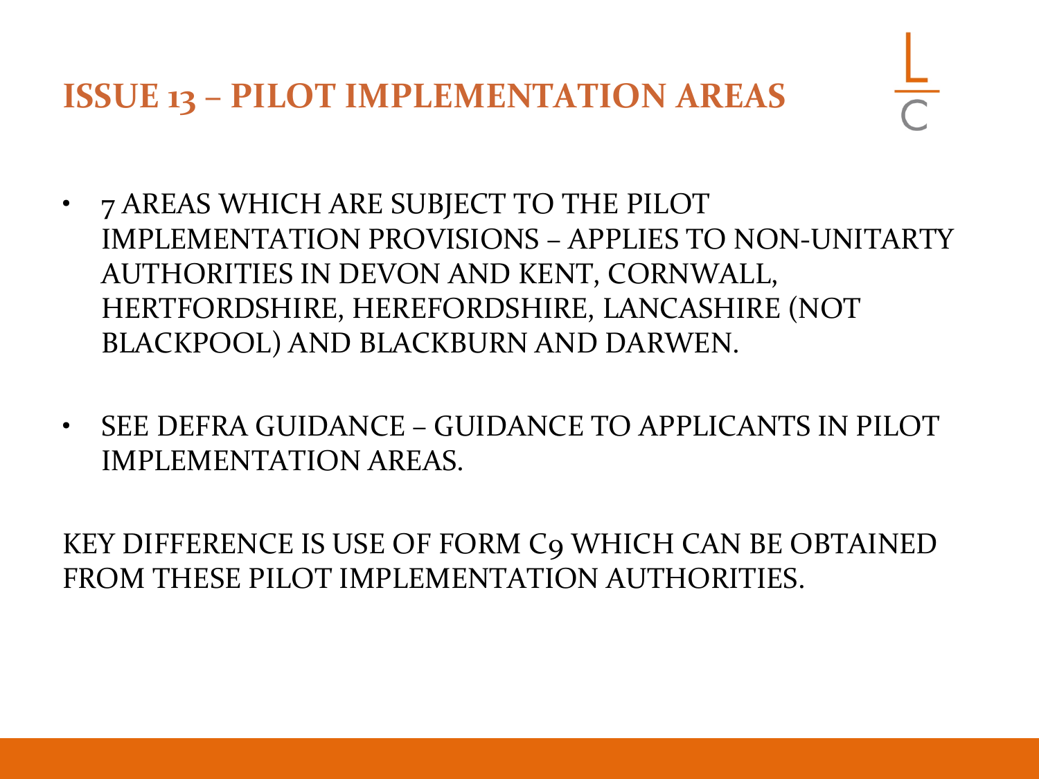# ISSUE 13 – PILOT IMPLEMENTATION AREAS

- 7 AREAS WHICH ARE SUBJECT TO THE PILOT IMPLEMENTATION PROVISIONS – APPLIES TO NON-UNITARTY AUTHORITIES IN DEVON AND KENT, CORNWALL, HERTFORDSHIRE, HEREFORDSHIRE, LANCASHIRE (NOT BLACKPOOL) AND BLACKBURN AND DARWEN.

- SEE DEFRA GUIDANCE – GUIDANCE TO APPLICANTS IN PILOT IMPLEMENTATION AREAS.

KEY DIFFERENCE IS USE OF FORM C9 WHICH CAN BE OBTAINED FROM THESE PILOT IMPLEMENTATION AUTHORITIES.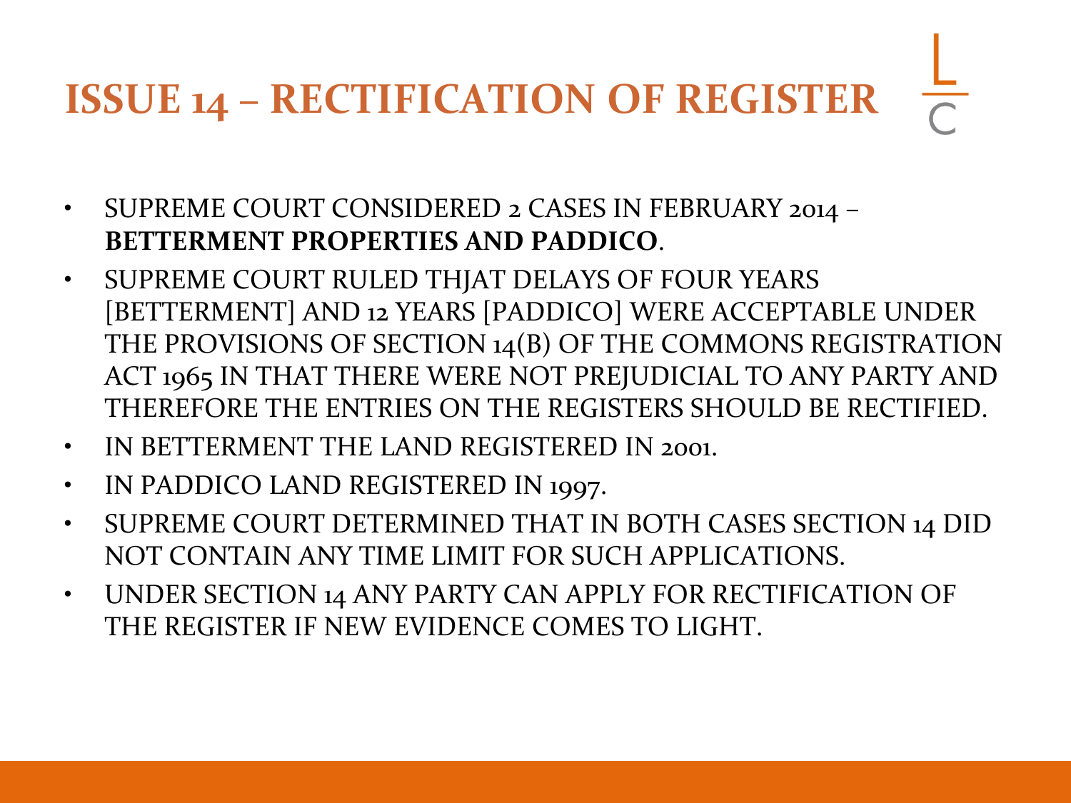# ISSUE 14 – RECTIFICATION OF REGISTER

- SUPREME COURT CONSIDERED 2 CASES IN FEBRUARY 2014 – **BETTERMENT PROPERTIES AND PADDICO**.
- SUPREME COURT RULED THJAT DELAYS OF FOUR YEARS [BETTERMENT] AND 12 YEARS [PADDICO] WERE ACCEPTABLE UNDER THE PROVISIONS OF SECTION 14(B) OF THE COMMONS REGISTRATION ACT 1965 IN THAT THERE WERE NOT PREJUDICIAL TO ANY PARTY AND THEREFORE THE ENTRIES ON THE REGISTERS SHOULD BE RECTIFIED.
- IN BETTERMENT THE LAND REGISTERED IN 2001.
- IN PADDICO LAND REGISTERED IN 1997.
- SUPREME COURT DETERMINED THAT IN BOTH CASES SECTION 14 DID NOT CONTAIN ANY TIME LIMIT FOR SUCH APPLICATIONS.
- UNDER SECTION 14 ANY PARTY CAN APPLY FOR RECTIFICATION OF THE REGISTER IF NEW EVIDENCE COMES TO LIGHT.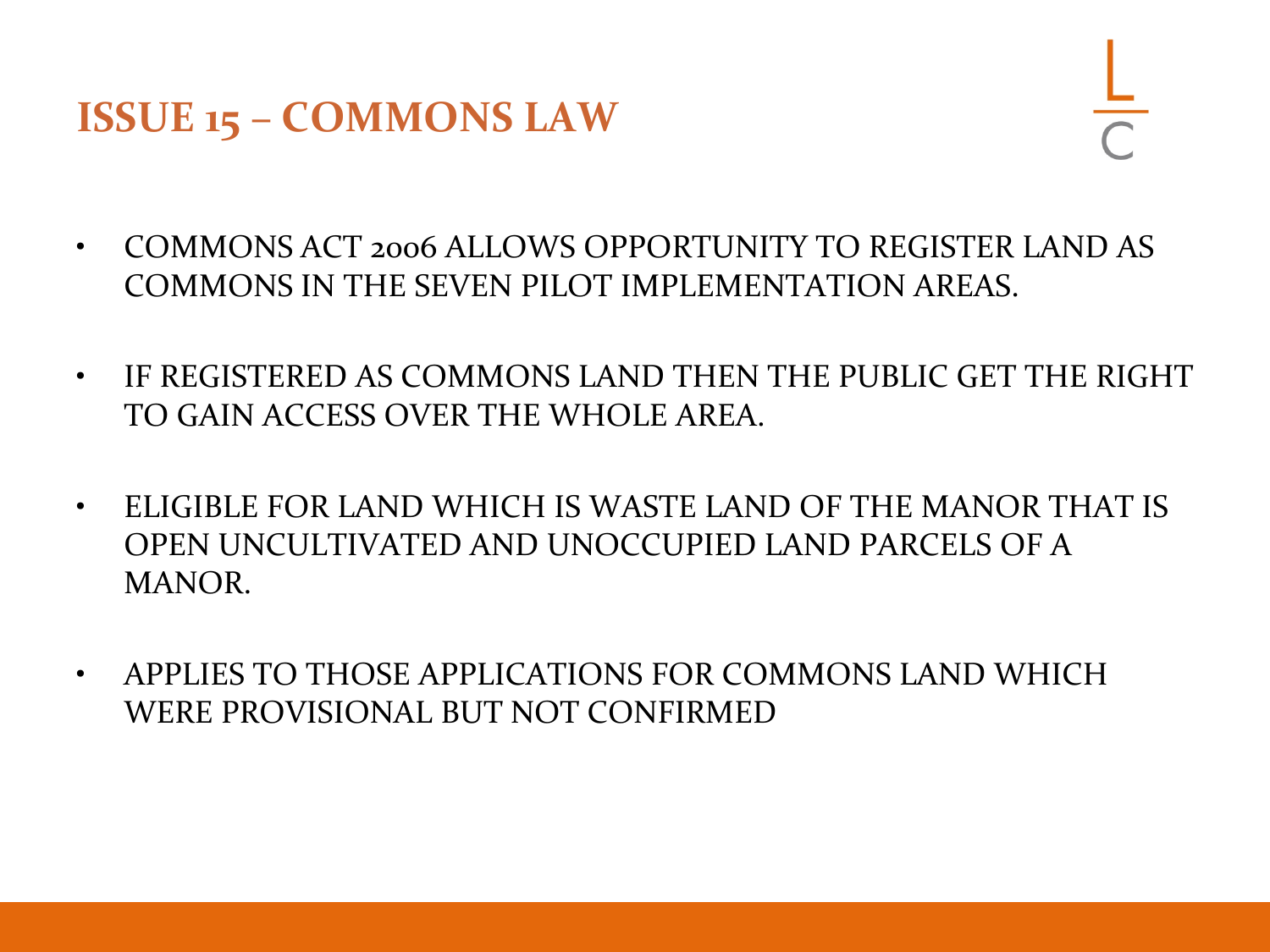# ISSUE 15 – COMMONS LAW

- COMMONS ACT 2006 ALLOWS OPPORTUNITY TO REGISTER LAND AS COMMONS IN THE SEVEN PILOT IMPLEMENTATION AREAS.
- IF REGISTERED AS COMMONS LAND THEN THE PUBLIC GET THE RIGHT TO GAIN ACCESS OVER THE WHOLE AREA.
- ELIGIBLE FOR LAND WHICH IS WASTE LAND OF THE MANOR THAT IS OPEN UNCULTIVATED AND UNOCCUPIED LAND PARCELS OF A MANOR.
- APPLIES TO THOSE APPLICATIONS FOR COMMONS LAND WHICH WERE PROVISIONAL BUT NOT CONFIRMED